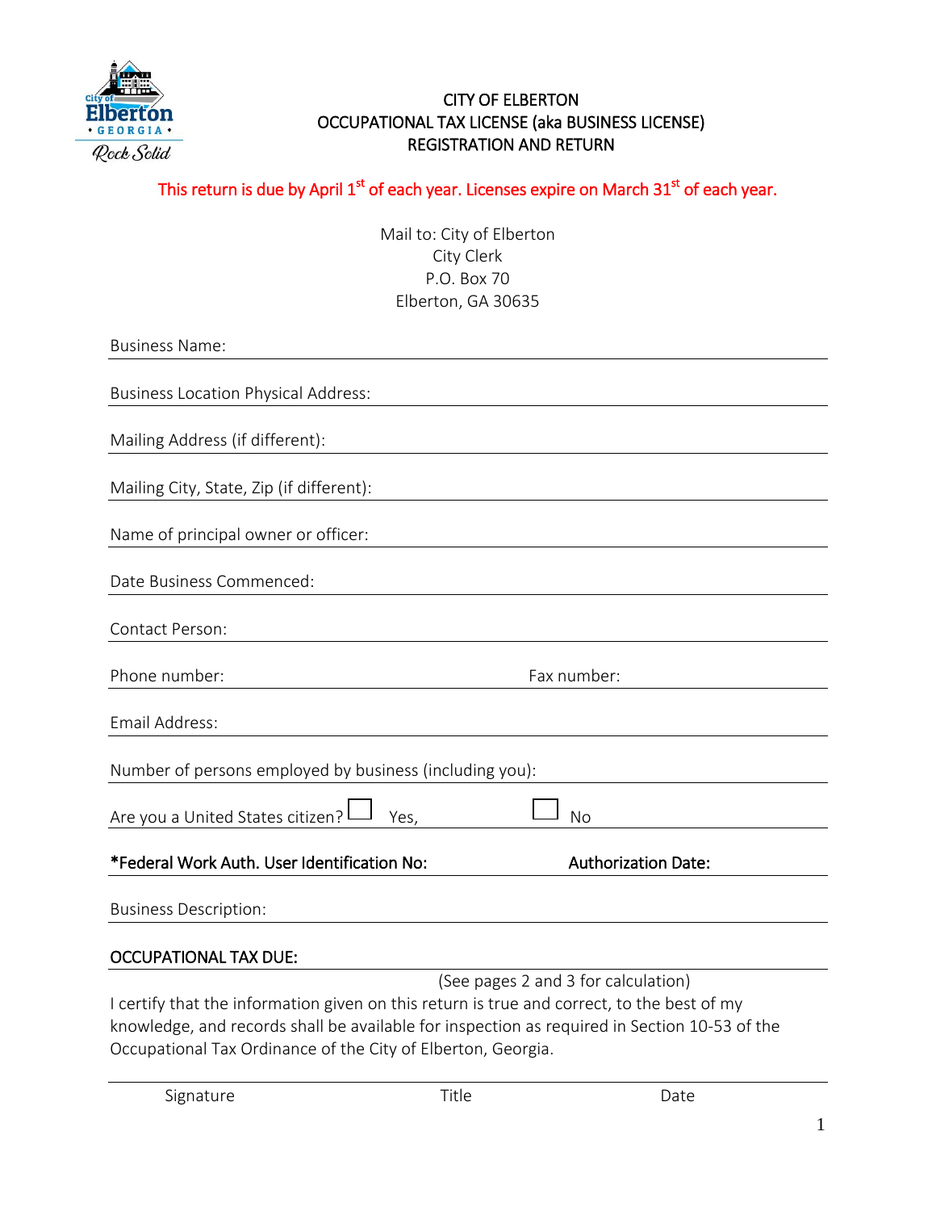# CITY OF ELBERTON
## OCCUPATIONAL TAX LICENSE (aka BUSINESS LICENSE)
## REGISTRATION AND RETURN

This return is due by April 1st of each year. Licenses expire on March 31st of each year.

Mail to: City of Elberton
City Clerk
P.O. Box 70
Elberton, GA 30635

Business Name: \_\_\_\_\_\_\_\_\_\_\_\_\_\_\_\_\_\_\_\_\_\_\_\_\_\_\_\_\_\_\_\_\_\_\_\_

Business Location Physical Address: \_\_\_\_\_\_\_\_\_\_\_\_\_\_\_\_\_\_\_\_\_\_\_\_\_\_\_\_\_\_\_\_\_\_\_\_

Mailing Address (if different): \_\_\_\_\_\_\_\_\_\_\_\_\_\_\_\_\_\_\_\_\_\_\_\_\_\_\_\_\_\_\_\_\_\_\_\_

Mailing City, State, Zip (if different): \_\_\_\_\_\_\_\_\_\_\_\_\_\_\_\_\_\_\_\_\_\_\_\_\_\_\_\_\_\_\_\_\_\_\_\_

Name of principal owner or officer: \_\_\_\_\_\_\_\_\_\_\_\_\_\_\_\_\_\_\_\_\_\_\_\_\_\_\_\_\_\_\_\_\_\_\_\_

Date Business Commenced: \_\_\_\_\_\_\_\_\_\_\_\_\_\_\_\_\_\_\_\_\_\_\_\_\_\_\_\_\_\_\_\_\_\_\_\_

Contact Person: \_\_\_\_\_\_\_\_\_\_\_\_\_\_\_\_\_\_\_\_\_\_\_\_\_\_\_\_\_\_\_\_\_\_\_\_

Phone number: \_\_\_\_\_\_\_\_\_\_\_\_\_\_\_\_\_\_ Fax number: \_\_\_\_\_\_\_\_\_\_\_\_\_\_\_\_\_\_

Email Address: \_\_\_\_\_\_\_\_\_\_\_\_\_\_\_\_\_\_\_\_\_\_\_\_\_\_\_\_\_\_\_\_\_\_\_\_

Number of persons employed by business (including you): \_\_\_\_\_\_\_\_\_\_\_\_\_\_\_\_\_\_

Are you a United States citizen? ☐ Yes, ☐ No

**\*Federal Work Auth. User Identification No:** \_\_\_\_\_\_\_\_\_\_\_\_\_\_\_\_\_\_ **Authorization Date:** \_\_\_\_\_\_\_\_\_\_\_\_\_\_\_\_\_\_

Business Description: \_\_\_\_\_\_\_\_\_\_\_\_\_\_\_\_\_\_\_\_\_\_\_\_\_\_\_\_\_\_\_\_\_\_\_\_

**OCCUPATIONAL TAX DUE:** \_\_\_\_\_\_\_\_\_\_\_\_\_\_\_\_\_\_\_\_\_\_\_\_\_\_\_\_\_\_\_\_\_\_\_\_

(See pages 2 and 3 for calculation)

I certify that the information given on this return is true and correct, to the best of my knowledge, and records shall be available for inspection as required in Section 10-53 of the Occupational Tax Ordinance of the City of Elberton, Georgia.

\_\_\_\_\_\_\_\_\_\_\_\_\_\_\_\_\_\_\_\_\_\_\_\_\_\_\_\_\_\_\_\_\_\_\_\_\_\_\_\_\_\_\_\_\_\_\_\_\_\_\_\_\_\_

Signature Title Date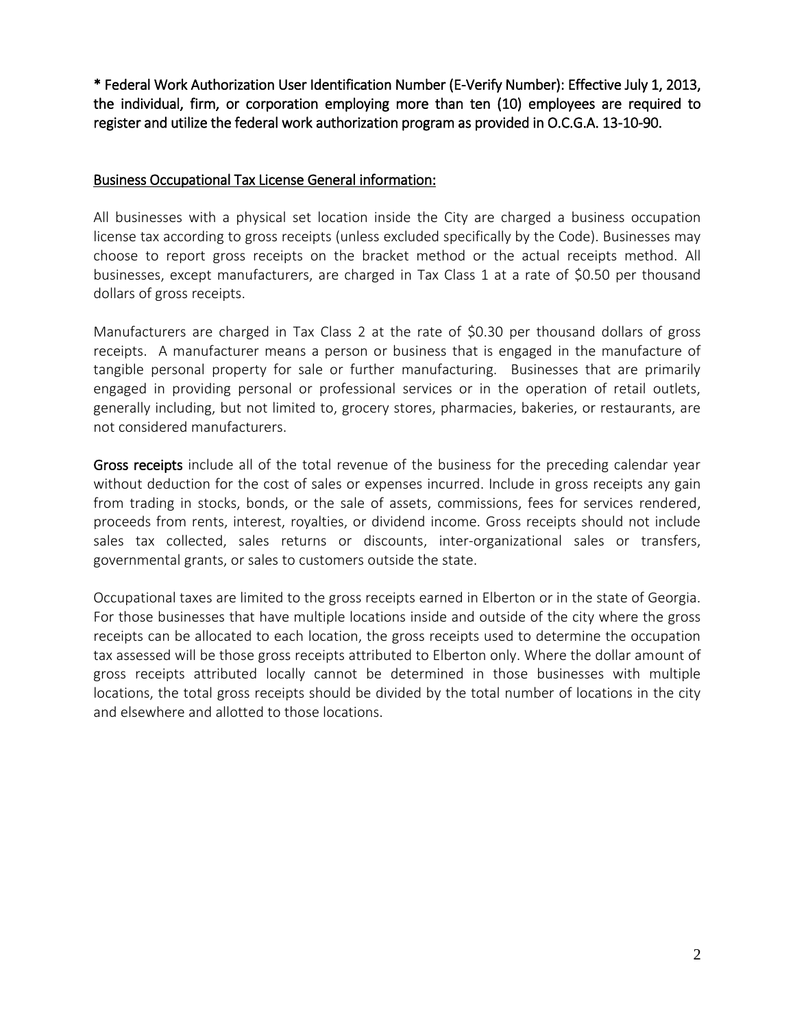**\* Federal Work Authorization User Identification Number (E-Verify Number): Effective July 1, 2013, the individual, firm, or corporation employing more than ten (10) employees are required to register and utilize the federal work authorization program as provided in O.C.G.A. 13-10-90.**

<u>Business Occupational Tax License General information:</u>

All businesses with a physical set location inside the City are charged a business occupation license tax according to gross receipts (unless excluded specifically by the Code). Businesses may choose to report gross receipts on the bracket method or the actual receipts method. All businesses, except manufacturers, are charged in Tax Class 1 at a rate of $0.50 per thousand dollars of gross receipts.

Manufacturers are charged in Tax Class 2 at the rate of $0.30 per thousand dollars of gross receipts. A manufacturer means a person or business that is engaged in the manufacture of tangible personal property for sale or further manufacturing. Businesses that are primarily engaged in providing personal or professional services or in the operation of retail outlets, generally including, but not limited to, grocery stores, pharmacies, bakeries, or restaurants, are not considered manufacturers.

**Gross receipts** include all of the total revenue of the business for the preceding calendar year without deduction for the cost of sales or expenses incurred. Include in gross receipts any gain from trading in stocks, bonds, or the sale of assets, commissions, fees for services rendered, proceeds from rents, interest, royalties, or dividend income. Gross receipts should not include sales tax collected, sales returns or discounts, inter-organizational sales or transfers, governmental grants, or sales to customers outside the state.

Occupational taxes are limited to the gross receipts earned in Elberton or in the state of Georgia. For those businesses that have multiple locations inside and outside of the city where the gross receipts can be allocated to each location, the gross receipts used to determine the occupation tax assessed will be those gross receipts attributed to Elberton only. Where the dollar amount of gross receipts attributed locally cannot be determined in those businesses with multiple locations, the total gross receipts should be divided by the total number of locations in the city and elsewhere and allotted to those locations.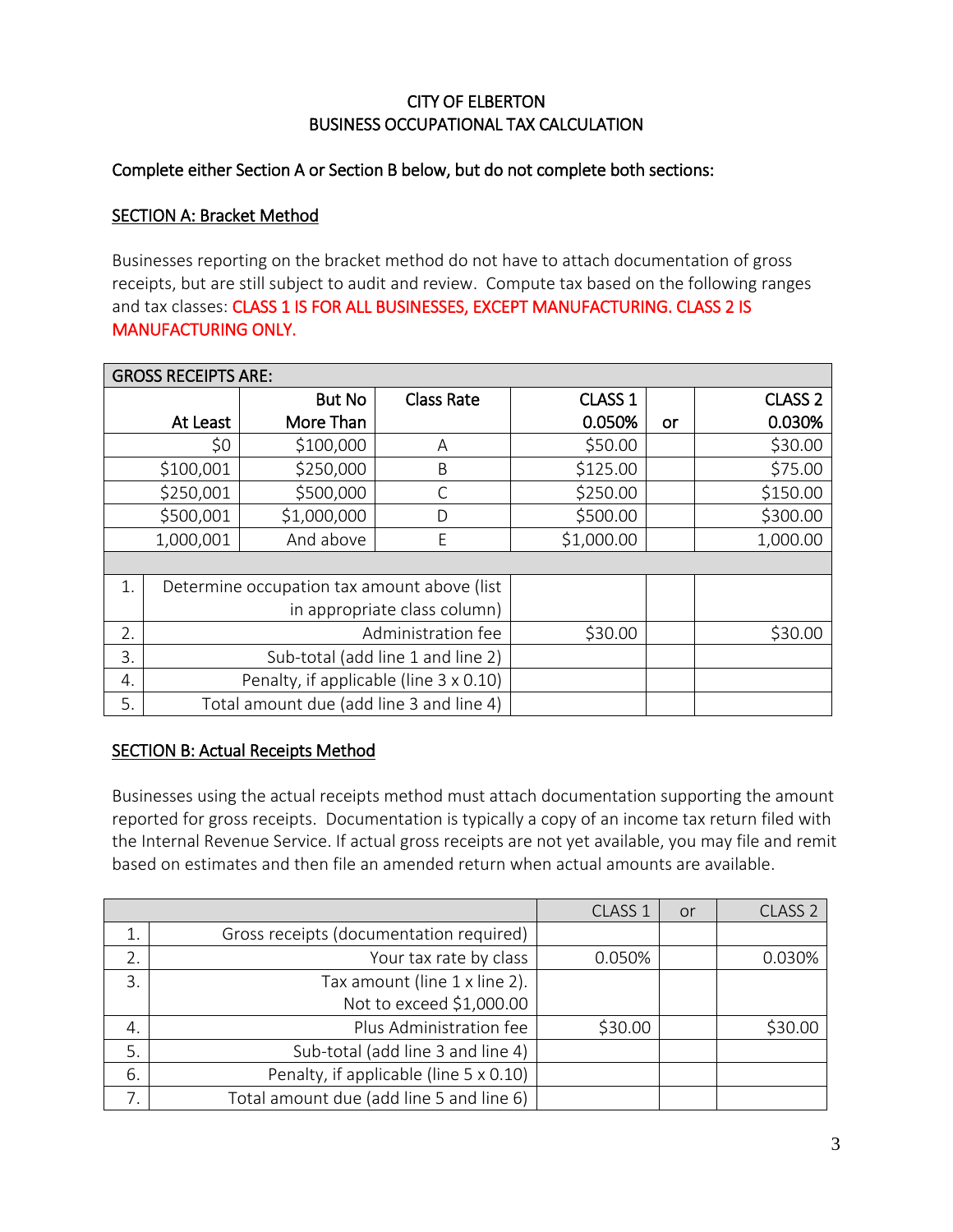CITY OF ELBERTON
BUSINESS OCCUPATIONAL TAX CALCULATION

Complete either Section A or Section B below, but do not complete both sections:

## SECTION A: Bracket Method

Businesses reporting on the bracket method do not have to attach documentation of gross receipts, but are still subject to audit and review. Compute tax based on the following ranges and tax classes: CLASS 1 IS FOR ALL BUSINESSES, EXCEPT MANUFACTURING. CLASS 2 IS MANUFACTURING ONLY.

| GROSS RECEIPTS ARE: | | | | | |
|---|---|---|---|---|---|
| At Least | But No More Than | Class Rate | CLASS 1 0.050% | or | CLASS 2 0.030% |
| $0 | $100,000 | A | $50.00 | | $30.00 |
| $100,001 | $250,000 | B | $125.00 | | $75.00 |
| $250,001 | $500,000 | C | $250.00 | | $150.00 |
| $500,001 | $1,000,000 | D | $500.00 | | $300.00 |
| 1,000,001 | And above | E | $1,000.00 | | 1,000.00 |

| | | CLASS 1 | or | CLASS 2 |
|---|---|---|---|---|
| 1. | Determine occupation tax amount above (list in appropriate class column) | | | |
| 2. | Administration fee | $30.00 | | $30.00 |
| 3. | Sub-total (add line 1 and line 2) | | | |
| 4. | Penalty, if applicable (line 3 x 0.10) | | | |
| 5. | Total amount due (add line 3 and line 4) | | | |

## SECTION B: Actual Receipts Method

Businesses using the actual receipts method must attach documentation supporting the amount reported for gross receipts. Documentation is typically a copy of an income tax return filed with the Internal Revenue Service. If actual gross receipts are not yet available, you may file and remit based on estimates and then file an amended return when actual amounts are available.

| | | CLASS 1 | or | CLASS 2 |
|---|---|---|---|---|
| 1. | Gross receipts (documentation required) | | | |
| 2. | Your tax rate by class | 0.050% | | 0.030% |
| 3. | Tax amount (line 1 x line 2). Not to exceed $1,000.00 | | | |
| 4. | Plus Administration fee | $30.00 | | $30.00 |
| 5. | Sub-total (add line 3 and line 4) | | | |
| 6. | Penalty, if applicable (line 5 x 0.10) | | | |
| 7. | Total amount due (add line 5 and line 6) | | | |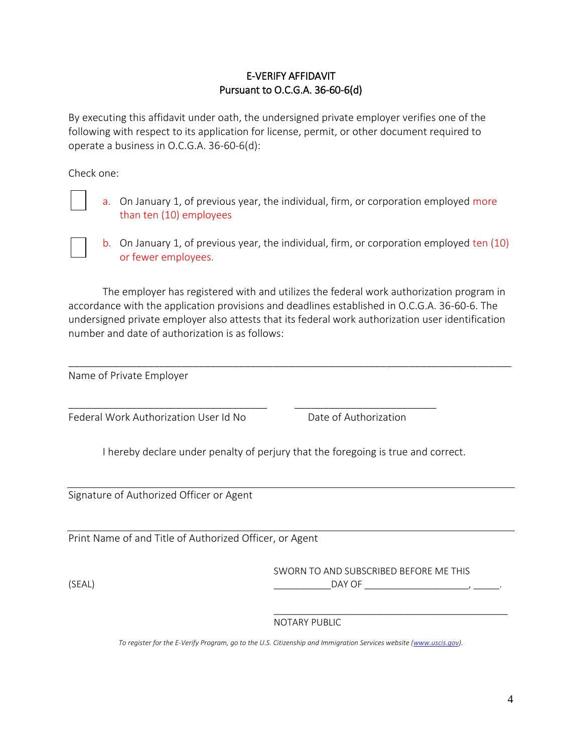# E-VERIFY AFFIDAVIT
## Pursuant to O.C.G.A. 36-60-6(d)

By executing this affidavit under oath, the undersigned private employer verifies one of the following with respect to its application for license, permit, or other document required to operate a business in O.C.G.A. 36-60-6(d):

Check one:

☐ a. On January 1, of previous year, the individual, firm, or corporation employed more than ten (10) employees

☐ b. On January 1, of previous year, the individual, firm, or corporation employed ten (10) or fewer employees.

The employer has registered with and utilizes the federal work authorization program in accordance with the application provisions and deadlines established in O.C.G.A. 36-60-6. The undersigned private employer also attests that its federal work authorization user identification number and date of authorization is as follows:

_______________________________________________________________________________

Name of Private Employer

___________________________________ ___________________________

Federal Work Authorization User Id No Date of Authorization

I hereby declare under penalty of perjury that the foregoing is true and correct.

_______________________________________________________________________________

Signature of Authorized Officer or Agent

_______________________________________________________________________________

Print Name of and Title of Authorized Officer, or Agent

(SEAL)

SWORN TO AND SUBSCRIBED BEFORE ME THIS

___________DAY OF ____________________, _____.

_____________________________________________

NOTARY PUBLIC

*To register for the E-Verify Program, go to the U.S. Citizenship and Immigration Services website (www.uscis.gov).*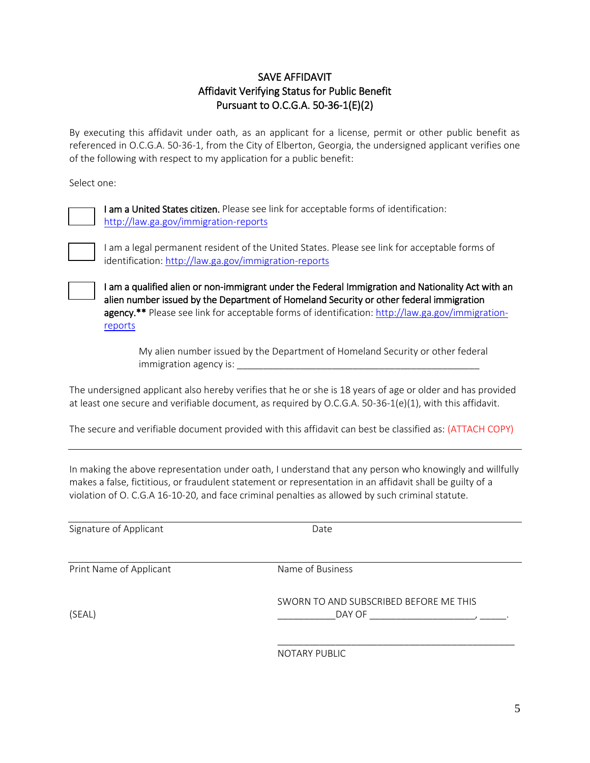# SAVE AFFIDAVIT
## Affidavit Verifying Status for Public Benefit
## Pursuant to O.C.G.A. 50-36-1(E)(2)

By executing this affidavit under oath, as an applicant for a license, permit or other public benefit as referenced in O.C.G.A. 50-36-1, from the City of Elberton, Georgia, the undersigned applicant verifies one of the following with respect to my application for a public benefit:

Select one:

☐ **I am a United States citizen.** Please see link for acceptable forms of identification: http://law.ga.gov/immigration-reports

☐ I am a legal permanent resident of the United States. Please see link for acceptable forms of identification: http://law.ga.gov/immigration-reports

☐ **I am a qualified alien or non-immigrant under the Federal Immigration and Nationality Act with an alien number issued by the Department of Homeland Security or other federal immigration agency.**** Please see link for acceptable forms of identification: http://law.ga.gov/immigration-reports

My alien number issued by the Department of Homeland Security or other federal immigration agency is: _______________________________________________

The undersigned applicant also hereby verifies that he or she is 18 years of age or older and has provided at least one secure and verifiable document, as required by O.C.G.A. 50-36-1(e)(1), with this affidavit.

The secure and verifiable document provided with this affidavit can best be classified as: (ATTACH COPY)

_______________________________________________________________________________

In making the above representation under oath, I understand that any person who knowingly and willfully makes a false, fictitious, or fraudulent statement or representation in an affidavit shall be guilty of a violation of O. C.G.A 16-10-20, and face criminal penalties as allowed by such criminal statute.

_______________________________________________________________________________
Signature of Applicant                                        Date

_______________________________________________________________________________
Print Name of Applicant                                        Name of Business

SWORN TO AND SUBSCRIBED BEFORE ME THIS
(SEAL)                                        ___________DAY OF ___________________, _____.

_______________________________________________
NOTARY PUBLIC